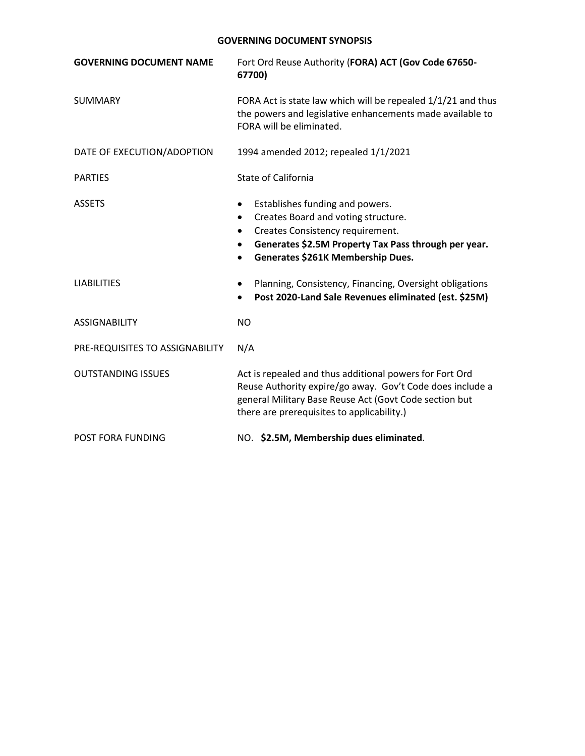# GOVERNING DOCUMENT SYNOPSIS

| | |
|---|---|
| **GOVERNING DOCUMENT NAME** | Fort Ord Reuse Authority (**FORA) ACT (Gov Code 67650-67700)** |
| SUMMARY | FORA Act is state law which will be repealed 1/1/21 and thus the powers and legislative enhancements made available to FORA will be eliminated. |
| DATE OF EXECUTION/ADOPTION | 1994 amended 2012; repealed 1/1/2021 |
| PARTIES | State of California |
| ASSETS | • Establishes funding and powers.<br>• Creates Board and voting structure.<br>• Creates Consistency requirement.<br>• **Generates $2.5M Property Tax Pass through per year.**<br>• **Generates $261K Membership Dues.** |
| LIABILITIES | • Planning, Consistency, Financing, Oversight obligations<br>• **Post 2020-Land Sale Revenues eliminated (est. $25M)** |
| ASSIGNABILITY | NO |
| PRE-REQUISITES TO ASSIGNABILITY | N/A |
| OUTSTANDING ISSUES | Act is repealed and thus additional powers for Fort Ord Reuse Authority expire/go away. Gov't Code does include a general Military Base Reuse Act (Govt Code section but there are prerequisites to applicability.) |
| POST FORA FUNDING | NO. **$2.5M, Membership dues eliminated**. |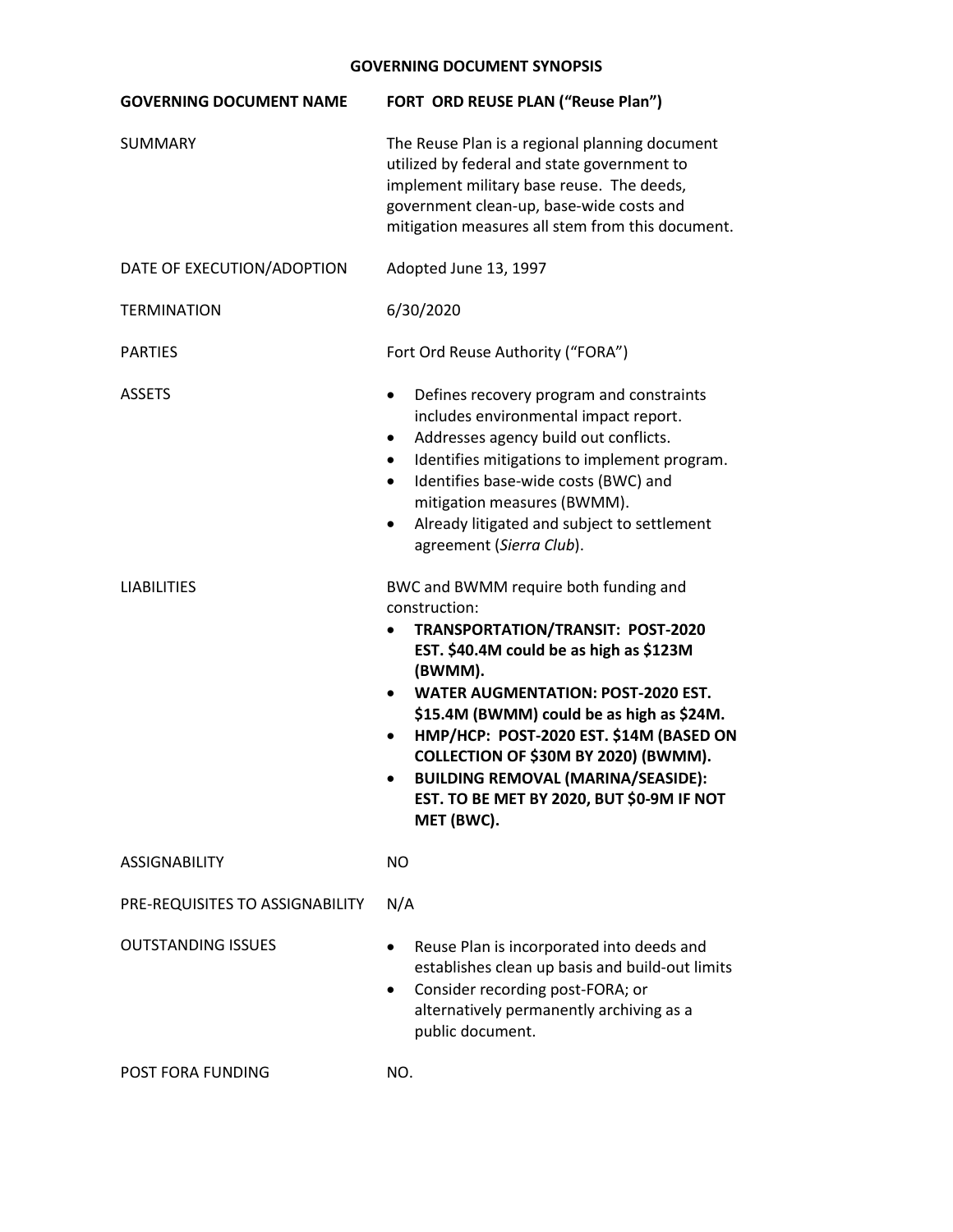# GOVERNING DOCUMENT SYNOPSIS

| **GOVERNING DOCUMENT NAME** | **FORT ORD REUSE PLAN ("Reuse Plan")** |
|---|---|
| SUMMARY | The Reuse Plan is a regional planning document utilized by federal and state government to implement military base reuse. The deeds, government clean-up, base-wide costs and mitigation measures all stem from this document. |
| DATE OF EXECUTION/ADOPTION | Adopted June 13, 1997 |
| TERMINATION | 6/30/2020 |
| PARTIES | Fort Ord Reuse Authority ("FORA") |
| ASSETS | • Defines recovery program and constraints includes environmental impact report.<br>• Addresses agency build out conflicts.<br>• Identifies mitigations to implement program.<br>• Identifies base-wide costs (BWC) and mitigation measures (BWMM).<br>• Already litigated and subject to settlement agreement (*Sierra Club*). |
| LIABILITIES | BWC and BWMM require both funding and construction:<br>• **TRANSPORTATION/TRANSIT: POST-2020 EST. $40.4M could be as high as $123M (BWMM).**<br>• **WATER AUGMENTATION: POST-2020 EST. $15.4M (BWMM) could be as high as $24M.**<br>• **HMP/HCP: POST-2020 EST. $14M (BASED ON COLLECTION OF $30M BY 2020) (BWMM).**<br>• **BUILDING REMOVAL (MARINA/SEASIDE): EST. TO BE MET BY 2020, BUT $0-9M IF NOT MET (BWC).** |
| ASSIGNABILITY | NO |
| PRE-REQUISITES TO ASSIGNABILITY | N/A |
| OUTSTANDING ISSUES | • Reuse Plan is incorporated into deeds and establishes clean up basis and build-out limits<br>• Consider recording post-FORA; or alternatively permanently archiving as a public document. |
| POST FORA FUNDING | NO. |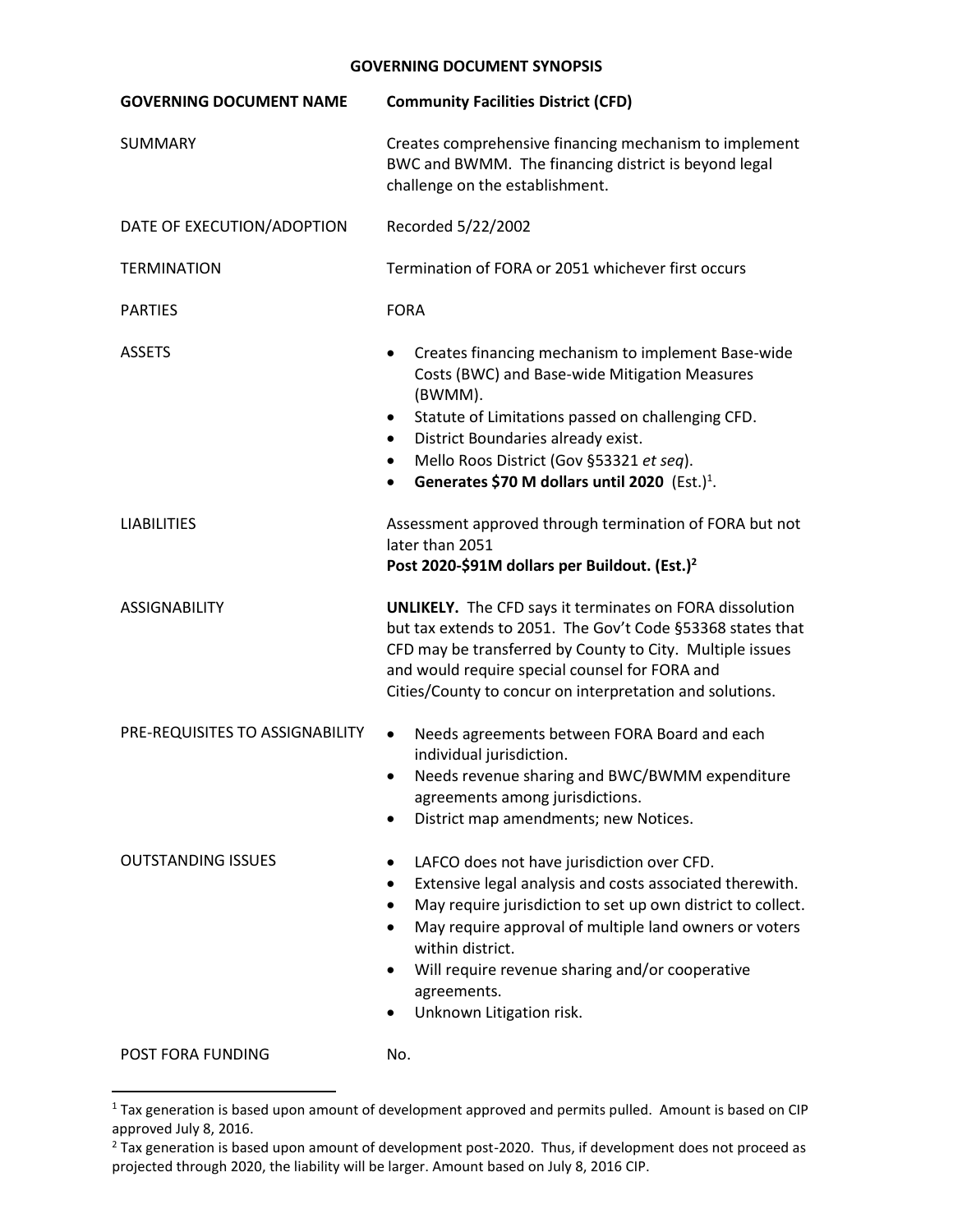# GOVERNING DOCUMENT SYNOPSIS

| **GOVERNING DOCUMENT NAME** | **Community Facilities District (CFD)** |
|---|---|
| SUMMARY | Creates comprehensive financing mechanism to implement BWC and BWMM. The financing district is beyond legal challenge on the establishment. |
| DATE OF EXECUTION/ADOPTION | Recorded 5/22/2002 |
| TERMINATION | Termination of FORA or 2051 whichever first occurs |
| PARTIES | FORA |
| ASSETS | • Creates financing mechanism to implement Base-wide Costs (BWC) and Base-wide Mitigation Measures (BWMM).<br>• Statute of Limitations passed on challenging CFD.<br>• District Boundaries already exist.<br>• Mello Roos District (Gov §53321 *et seq*).<br>• **Generates $70 M dollars until 2020** (Est.)[1]. |
| LIABILITIES | Assessment approved through termination of FORA but not later than 2051<br>**Post 2020-$91M dollars per Buildout. (Est.)[2]** |
| ASSIGNABILITY | **UNLIKELY.** The CFD says it terminates on FORA dissolution but tax extends to 2051. The Gov't Code §53368 states that CFD may be transferred by County to City. Multiple issues and would require special counsel for FORA and Cities/County to concur on interpretation and solutions. |
| PRE-REQUISITES TO ASSIGNABILITY | • Needs agreements between FORA Board and each individual jurisdiction.<br>• Needs revenue sharing and BWC/BWMM expenditure agreements among jurisdictions.<br>• District map amendments; new Notices. |
| OUTSTANDING ISSUES | • LAFCO does not have jurisdiction over CFD.<br>• Extensive legal analysis and costs associated therewith.<br>• May require jurisdiction to set up own district to collect.<br>• May require approval of multiple land owners or voters within district.<br>• Will require revenue sharing and/or cooperative agreements.<br>• Unknown Litigation risk. |
| POST FORA FUNDING | No. |

[1] Tax generation is based upon amount of development approved and permits pulled. Amount is based on CIP approved July 8, 2016.

[2] Tax generation is based upon amount of development post-2020. Thus, if development does not proceed as projected through 2020, the liability will be larger. Amount based on July 8, 2016 CIP.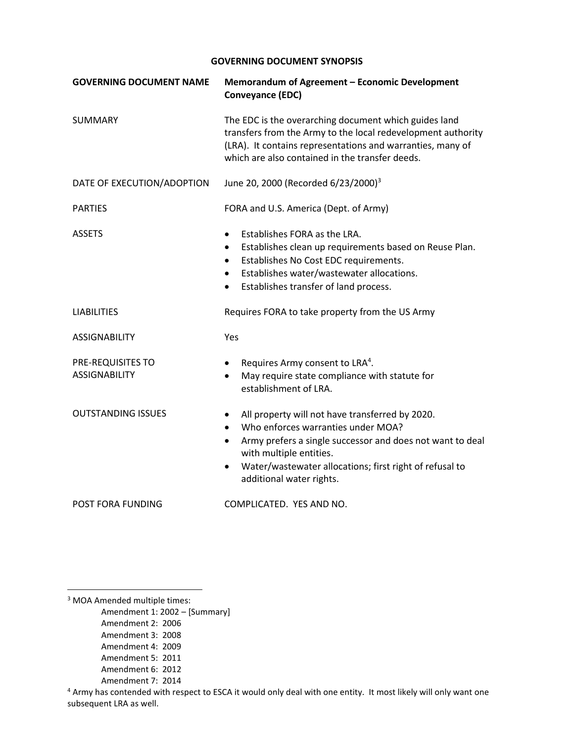## GOVERNING DOCUMENT SYNOPSIS

| **GOVERNING DOCUMENT NAME** | **Memorandum of Agreement – Economic Development Conveyance (EDC)** |
| --- | --- |
| SUMMARY | The EDC is the overarching document which guides land transfers from the Army to the local redevelopment authority (LRA). It contains representations and warranties, many of which are also contained in the transfer deeds. |
| DATE OF EXECUTION/ADOPTION | June 20, 2000 (Recorded 6/23/2000)[3] |
| PARTIES | FORA and U.S. America (Dept. of Army) |
| ASSETS | • Establishes FORA as the LRA.<br>• Establishes clean up requirements based on Reuse Plan.<br>• Establishes No Cost EDC requirements.<br>• Establishes water/wastewater allocations.<br>• Establishes transfer of land process. |
| LIABILITIES | Requires FORA to take property from the US Army |
| ASSIGNABILITY | Yes |
| PRE-REQUISITES TO ASSIGNABILITY | • Requires Army consent to LRA[4].<br>• May require state compliance with statute for establishment of LRA. |
| OUTSTANDING ISSUES | • All property will not have transferred by 2020.<br>• Who enforces warranties under MOA?<br>• Army prefers a single successor and does not want to deal with multiple entities.<br>• Water/wastewater allocations; first right of refusal to additional water rights. |
| POST FORA FUNDING | COMPLICATED. YES AND NO. |

---

[3] MOA Amended multiple times:
- Amendment 1: 2002 – [Summary]
- Amendment 2: 2006
- Amendment 3: 2008
- Amendment 4: 2009
- Amendment 5: 2011
- Amendment 6: 2012
- Amendment 7: 2014

[4] Army has contended with respect to ESCA it would only deal with one entity. It most likely will only want one subsequent LRA as well.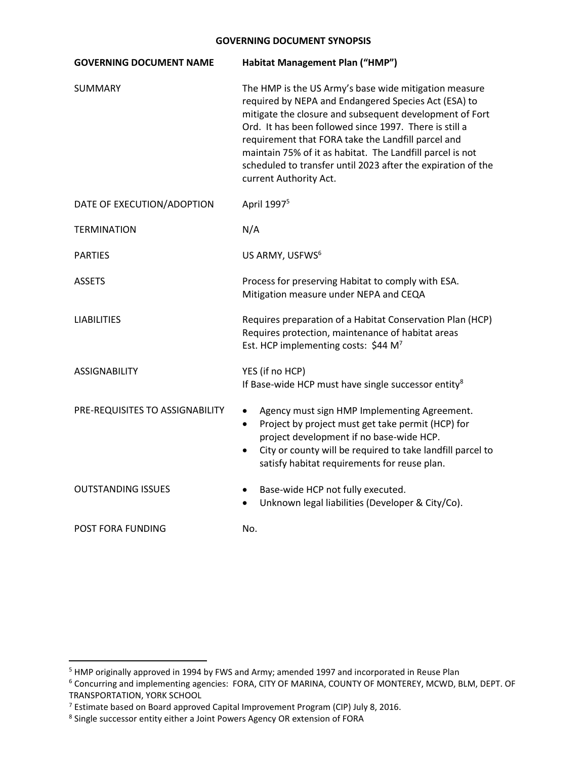# GOVERNING DOCUMENT SYNOPSIS

| GOVERNING DOCUMENT NAME | Habitat Management Plan ("HMP") |
|---|---|
| SUMMARY | The HMP is the US Army's base wide mitigation measure required by NEPA and Endangered Species Act (ESA) to mitigate the closure and subsequent development of Fort Ord. It has been followed since 1997. There is still a requirement that FORA take the Landfill parcel and maintain 75% of it as habitat. The Landfill parcel is not scheduled to transfer until 2023 after the expiration of the current Authority Act. |
| DATE OF EXECUTION/ADOPTION | April 1997[5] |
| TERMINATION | N/A |
| PARTIES | US ARMY, USFWS[6] |
| ASSETS | Process for preserving Habitat to comply with ESA.<br>Mitigation measure under NEPA and CEQA |
| LIABILITIES | Requires preparation of a Habitat Conservation Plan (HCP)<br>Requires protection, maintenance of habitat areas<br>Est. HCP implementing costs: $44 M[7] |
| ASSIGNABILITY | YES (if no HCP)<br>If Base-wide HCP must have single successor entity[8] |
| PRE-REQUISITES TO ASSIGNABILITY | • Agency must sign HMP Implementing Agreement.<br>• Project by project must get take permit (HCP) for project development if no base-wide HCP.<br>• City or county will be required to take landfill parcel to satisfy habitat requirements for reuse plan. |
| OUTSTANDING ISSUES | • Base-wide HCP not fully executed.<br>• Unknown legal liabilities (Developer & City/Co). |
| POST FORA FUNDING | No. |

---

[5] HMP originally approved in 1994 by FWS and Army; amended 1997 and incorporated in Reuse Plan

[6] Concurring and implementing agencies: FORA, CITY OF MARINA, COUNTY OF MONTEREY, MCWD, BLM, DEPT. OF TRANSPORTATION, YORK SCHOOL

[7] Estimate based on Board approved Capital Improvement Program (CIP) July 8, 2016.

[8] Single successor entity either a Joint Powers Agency OR extension of FORA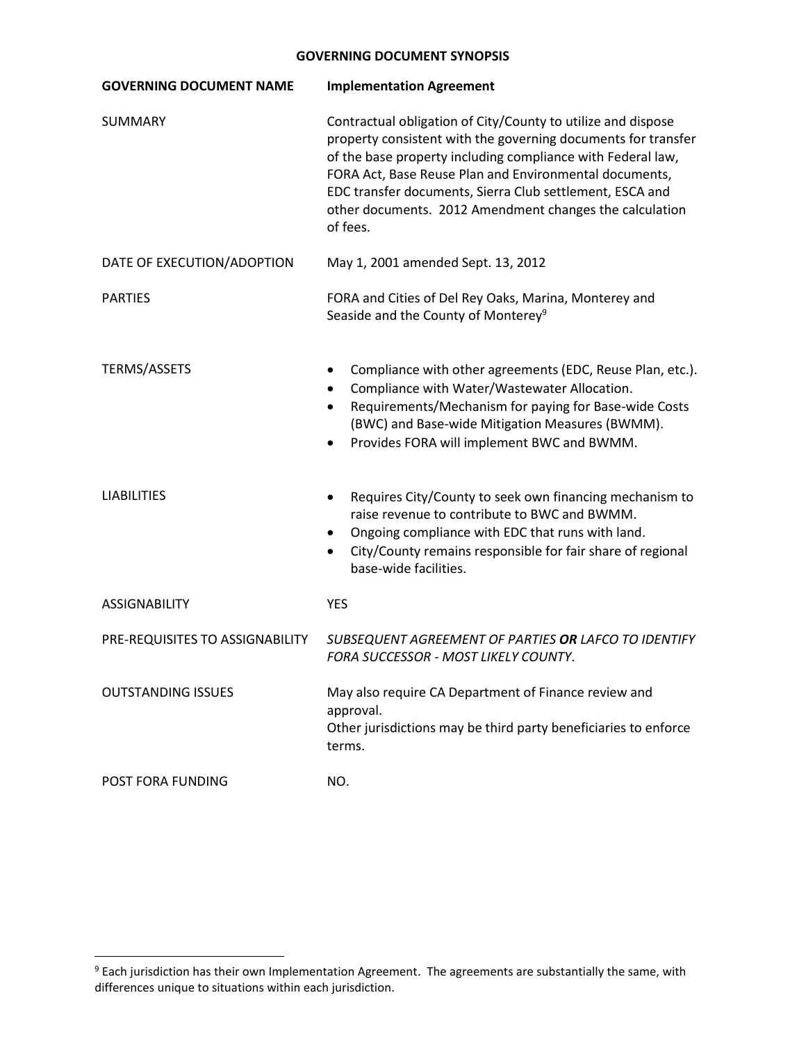# GOVERNING DOCUMENT SYNOPSIS

| **GOVERNING DOCUMENT NAME** | **Implementation Agreement** |
|---|---|
| SUMMARY | Contractual obligation of City/County to utilize and dispose property consistent with the governing documents for transfer of the base property including compliance with Federal law, FORA Act, Base Reuse Plan and Environmental documents, EDC transfer documents, Sierra Club settlement, ESCA and other documents. 2012 Amendment changes the calculation of fees. |
| DATE OF EXECUTION/ADOPTION | May 1, 2001 amended Sept. 13, 2012 |
| PARTIES | FORA and Cities of Del Rey Oaks, Marina, Monterey and Seaside and the County of Monterey[9] |
| TERMS/ASSETS | • Compliance with other agreements (EDC, Reuse Plan, etc.).<br>• Compliance with Water/Wastewater Allocation.<br>• Requirements/Mechanism for paying for Base-wide Costs (BWC) and Base-wide Mitigation Measures (BWMM).<br>• Provides FORA will implement BWC and BWMM. |
| LIABILITIES | • Requires City/County to seek own financing mechanism to raise revenue to contribute to BWC and BWMM.<br>• Ongoing compliance with EDC that runs with land.<br>• City/County remains responsible for fair share of regional base-wide facilities. |
| ASSIGNABILITY | YES |
| PRE-REQUISITES TO ASSIGNABILITY | *SUBSEQUENT AGREEMENT OF PARTIES* ***OR*** *LAFCO TO IDENTIFY FORA SUCCESSOR - MOST LIKELY COUNTY*. |
| OUTSTANDING ISSUES | May also require CA Department of Finance review and approval.<br>Other jurisdictions may be third party beneficiaries to enforce terms. |
| POST FORA FUNDING | NO. |

[9] Each jurisdiction has their own Implementation Agreement. The agreements are substantially the same, with differences unique to situations within each jurisdiction.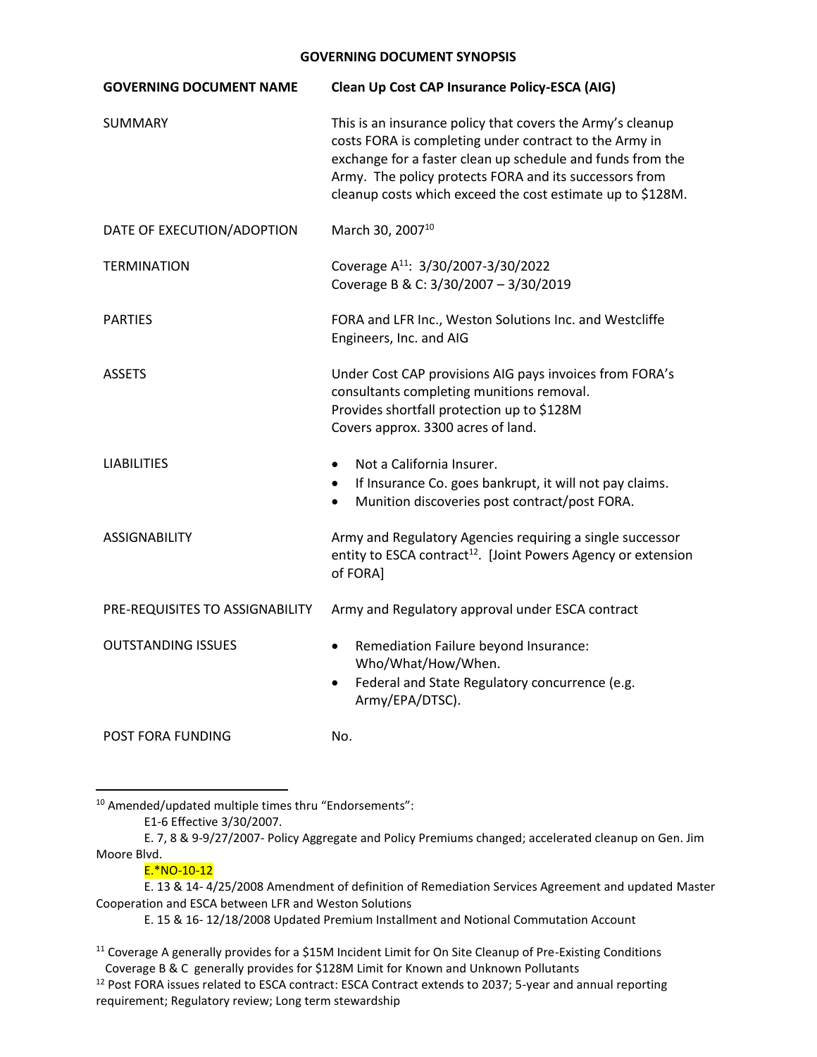## GOVERNING DOCUMENT SYNOPSIS

| GOVERNING DOCUMENT NAME | Clean Up Cost CAP Insurance Policy-ESCA (AIG) |
|---|---|
| SUMMARY | This is an insurance policy that covers the Army's cleanup costs FORA is completing under contract to the Army in exchange for a faster clean up schedule and funds from the Army. The policy protects FORA and its successors from cleanup costs which exceed the cost estimate up to $128M. |
| DATE OF EXECUTION/ADOPTION | March 30, 2007[10] |
| TERMINATION | Coverage A[11]: 3/30/2007-3/30/2022<br>Coverage B & C: 3/30/2007 – 3/30/2019 |
| PARTIES | FORA and LFR Inc., Weston Solutions Inc. and Westcliffe Engineers, Inc. and AIG |
| ASSETS | Under Cost CAP provisions AIG pays invoices from FORA's consultants completing munitions removal.<br>Provides shortfall protection up to $128M<br>Covers approx. 3300 acres of land. |
| LIABILITIES | • Not a California Insurer.<br>• If Insurance Co. goes bankrupt, it will not pay claims.<br>• Munition discoveries post contract/post FORA. |
| ASSIGNABILITY | Army and Regulatory Agencies requiring a single successor entity to ESCA contract[12]. [Joint Powers Agency or extension of FORA] |
| PRE-REQUISITES TO ASSIGNABILITY | Army and Regulatory approval under ESCA contract |
| OUTSTANDING ISSUES | • Remediation Failure beyond Insurance: Who/What/How/When.<br>• Federal and State Regulatory concurrence (e.g. Army/EPA/DTSC). |
| POST FORA FUNDING | No. |

---

[10] Amended/updated multiple times thru "Endorsements":

E1-6 Effective 3/30/2007.

E. 7, 8 & 9-9/27/2007- Policy Aggregate and Policy Premiums changed; accelerated cleanup on Gen. Jim Moore Blvd.

E.*NO-10-12

E. 13 & 14- 4/25/2008 Amendment of definition of Remediation Services Agreement and updated Master Cooperation and ESCA between LFR and Weston Solutions

E. 15 & 16- 12/18/2008 Updated Premium Installment and Notional Commutation Account

[11] Coverage A generally provides for a $15M Incident Limit for On Site Cleanup of Pre-Existing Conditions
Coverage B & C generally provides for $128M Limit for Known and Unknown Pollutants

[12] Post FORA issues related to ESCA contract: ESCA Contract extends to 2037; 5-year and annual reporting requirement; Regulatory review; Long term stewardship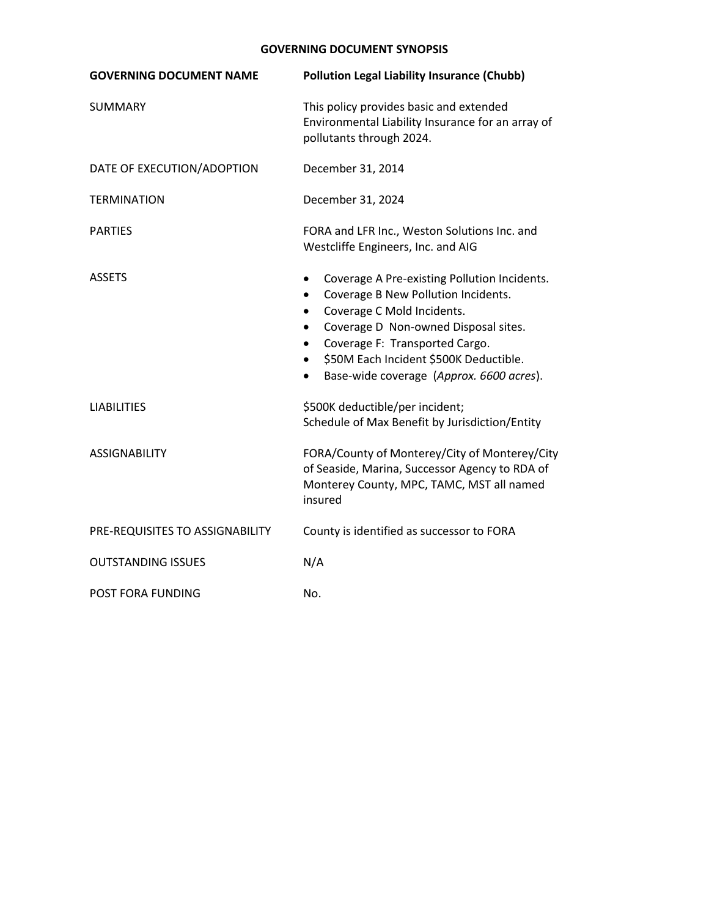# GOVERNING DOCUMENT SYNOPSIS

| | |
|---|---|
| **GOVERNING DOCUMENT NAME** | **Pollution Legal Liability Insurance (Chubb)** |
| SUMMARY | This policy provides basic and extended Environmental Liability Insurance for an array of pollutants through 2024. |
| DATE OF EXECUTION/ADOPTION | December 31, 2014 |
| TERMINATION | December 31, 2024 |
| PARTIES | FORA and LFR Inc., Weston Solutions Inc. and Westcliffe Engineers, Inc. and AIG |
| ASSETS | • Coverage A Pre-existing Pollution Incidents.<br>• Coverage B New Pollution Incidents.<br>• Coverage C Mold Incidents.<br>• Coverage D Non-owned Disposal sites.<br>• Coverage F: Transported Cargo.<br>• $50M Each Incident $500K Deductible.<br>• Base-wide coverage (*Approx. 6600 acres*). |
| LIABILITIES | $500K deductible/per incident;<br>Schedule of Max Benefit by Jurisdiction/Entity |
| ASSIGNABILITY | FORA/County of Monterey/City of Monterey/City of Seaside, Marina, Successor Agency to RDA of Monterey County, MPC, TAMC, MST all named insured |
| PRE-REQUISITES TO ASSIGNABILITY | County is identified as successor to FORA |
| OUTSTANDING ISSUES | N/A |
| POST FORA FUNDING | No. |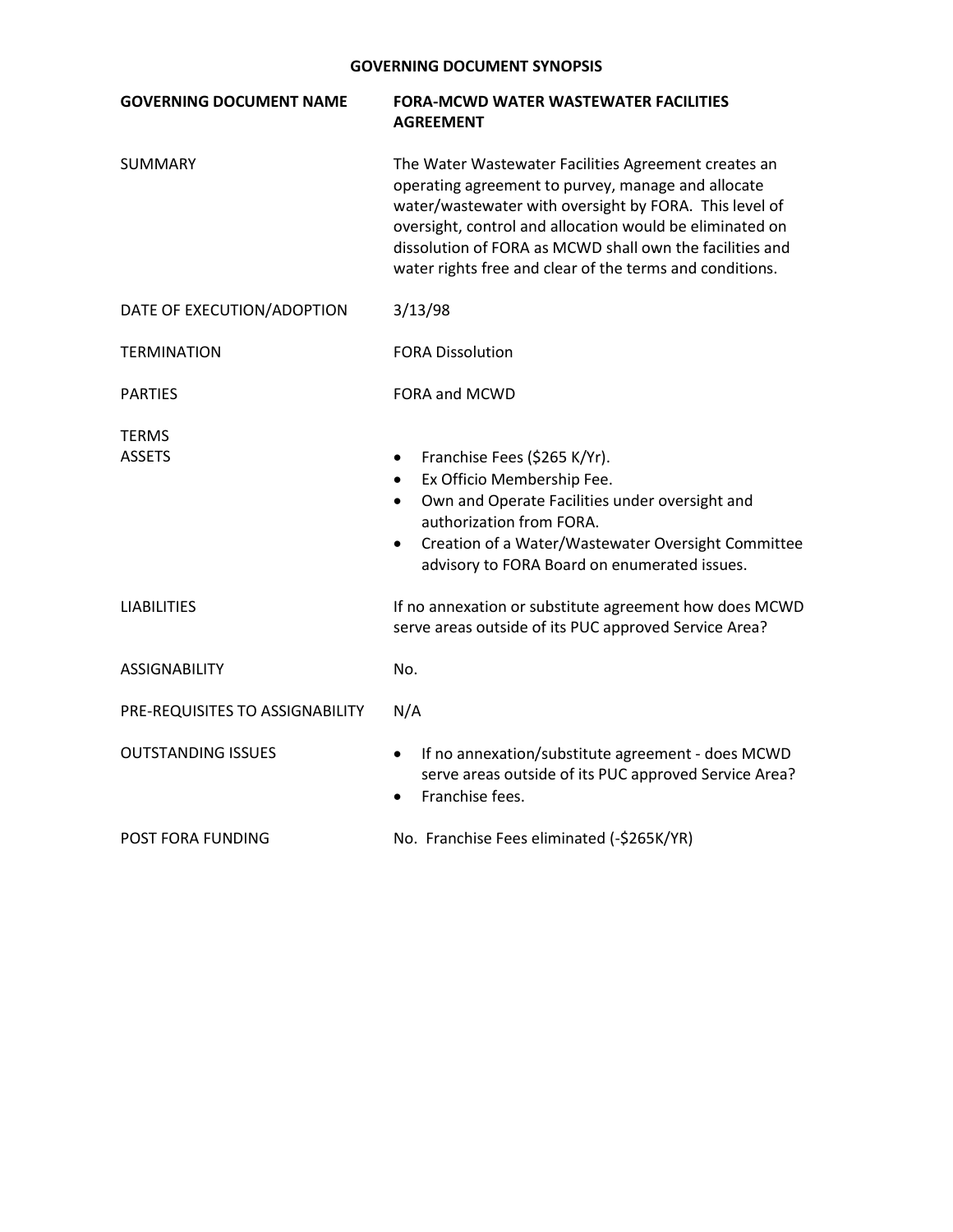# GOVERNING DOCUMENT SYNOPSIS

| | |
|---|---|
| **GOVERNING DOCUMENT NAME** | **FORA-MCWD WATER WASTEWATER FACILITIES AGREEMENT** |
| SUMMARY | The Water Wastewater Facilities Agreement creates an operating agreement to purvey, manage and allocate water/wastewater with oversight by FORA. This level of oversight, control and allocation would be eliminated on dissolution of FORA as MCWD shall own the facilities and water rights free and clear of the terms and conditions. |
| DATE OF EXECUTION/ADOPTION | 3/13/98 |
| TERMINATION | FORA Dissolution |
| PARTIES | FORA and MCWD |
| TERMS<br>ASSETS | • Franchise Fees ($265 K/Yr).<br>• Ex Officio Membership Fee.<br>• Own and Operate Facilities under oversight and authorization from FORA.<br>• Creation of a Water/Wastewater Oversight Committee advisory to FORA Board on enumerated issues. |
| LIABILITIES | If no annexation or substitute agreement how does MCWD serve areas outside of its PUC approved Service Area? |
| ASSIGNABILITY | No. |
| PRE-REQUISITES TO ASSIGNABILITY | N/A |
| OUTSTANDING ISSUES | • If no annexation/substitute agreement - does MCWD serve areas outside of its PUC approved Service Area?<br>• Franchise fees. |
| POST FORA FUNDING | No. Franchise Fees eliminated (-$265K/YR) |